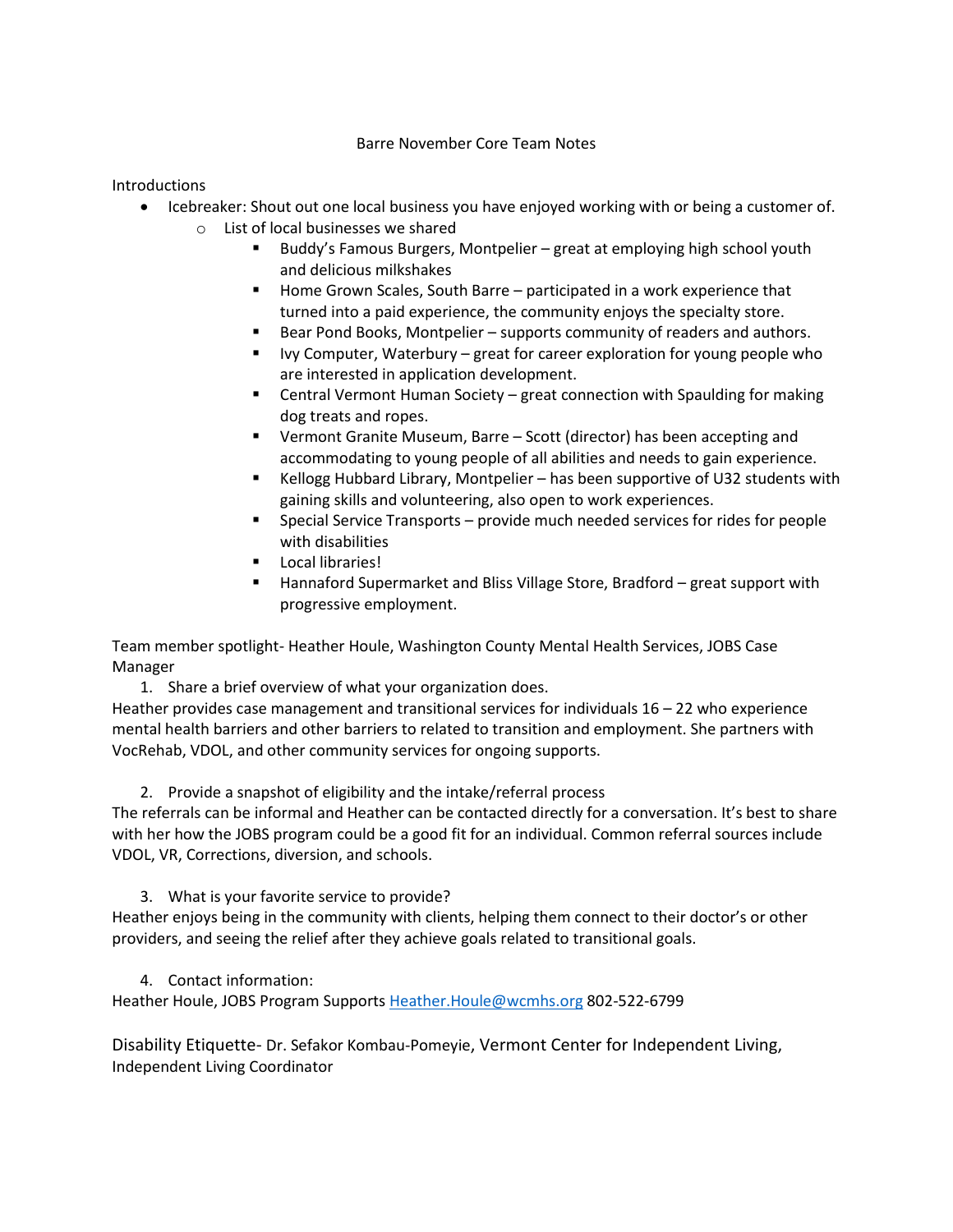# Barre November Core Team Notes

Introductions

- Icebreaker: Shout out one local business you have enjoyed working with or being a customer of.
  - List of local businesses we shared
    - Buddy's Famous Burgers, Montpelier – great at employing high school youth and delicious milkshakes
    - Home Grown Scales, South Barre – participated in a work experience that turned into a paid experience, the community enjoys the specialty store.
    - Bear Pond Books, Montpelier – supports community of readers and authors.
    - Ivy Computer, Waterbury – great for career exploration for young people who are interested in application development.
    - Central Vermont Human Society – great connection with Spaulding for making dog treats and ropes.
    - Vermont Granite Museum, Barre – Scott (director) has been accepting and accommodating to young people of all abilities and needs to gain experience.
    - Kellogg Hubbard Library, Montpelier – has been supportive of U32 students with gaining skills and volunteering, also open to work experiences.
    - Special Service Transports – provide much needed services for rides for people with disabilities
    - Local libraries!
    - Hannaford Supermarket and Bliss Village Store, Bradford – great support with progressive employment.

Team member spotlight- Heather Houle, Washington County Mental Health Services, JOBS Case Manager

1. Share a brief overview of what your organization does.

Heather provides case management and transitional services for individuals 16 – 22 who experience mental health barriers and other barriers to related to transition and employment. She partners with VocRehab, VDOL, and other community services for ongoing supports.

2. Provide a snapshot of eligibility and the intake/referral process

The referrals can be informal and Heather can be contacted directly for a conversation. It's best to share with her how the JOBS program could be a good fit for an individual. Common referral sources include VDOL, VR, Corrections, diversion, and schools.

3. What is your favorite service to provide?

Heather enjoys being in the community with clients, helping them connect to their doctor's or other providers, and seeing the relief after they achieve goals related to transitional goals.

4. Contact information:

Heather Houle, JOBS Program Supports [Heather.Houle@wcmhs.org](mailto:Heather.Houle@wcmhs.org) 802-522-6799

Disability Etiquette- Dr. Sefakor Kombau-Pomeyie, Vermont Center for Independent Living, Independent Living Coordinator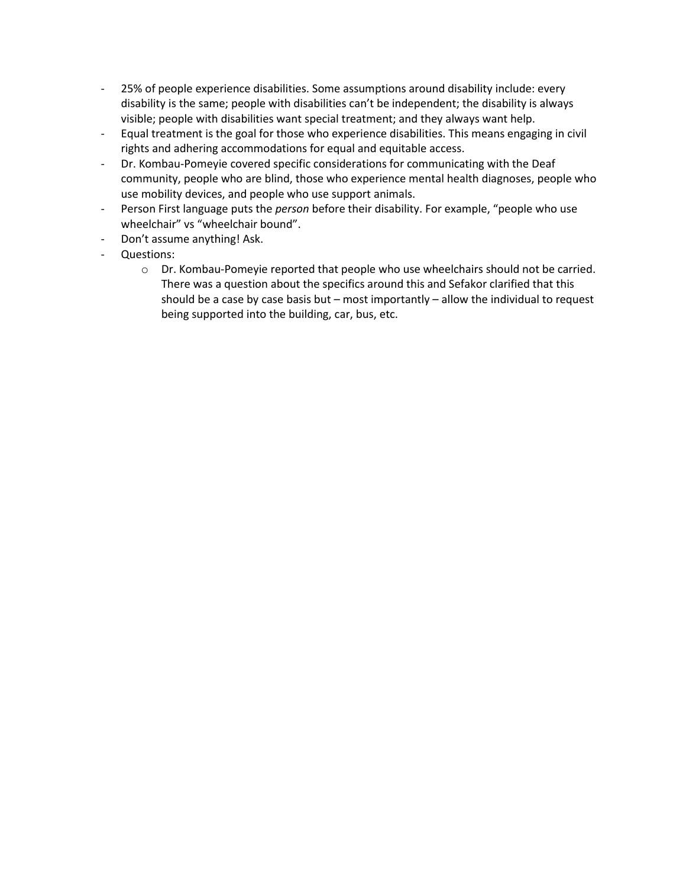- 25% of people experience disabilities. Some assumptions around disability include: every disability is the same; people with disabilities can't be independent; the disability is always visible; people with disabilities want special treatment; and they always want help.
- Equal treatment is the goal for those who experience disabilities. This means engaging in civil rights and adhering accommodations for equal and equitable access.
- Dr. Kombau-Pomeyie covered specific considerations for communicating with the Deaf community, people who are blind, those who experience mental health diagnoses, people who use mobility devices, and people who use support animals.
- Person First language puts the *person* before their disability. For example, "people who use wheelchair" vs "wheelchair bound".
- Don't assume anything! Ask.
- Questions:
    - Dr. Kombau-Pomeyie reported that people who use wheelchairs should not be carried. There was a question about the specifics around this and Sefakor clarified that this should be a case by case basis but – most importantly – allow the individual to request being supported into the building, car, bus, etc.